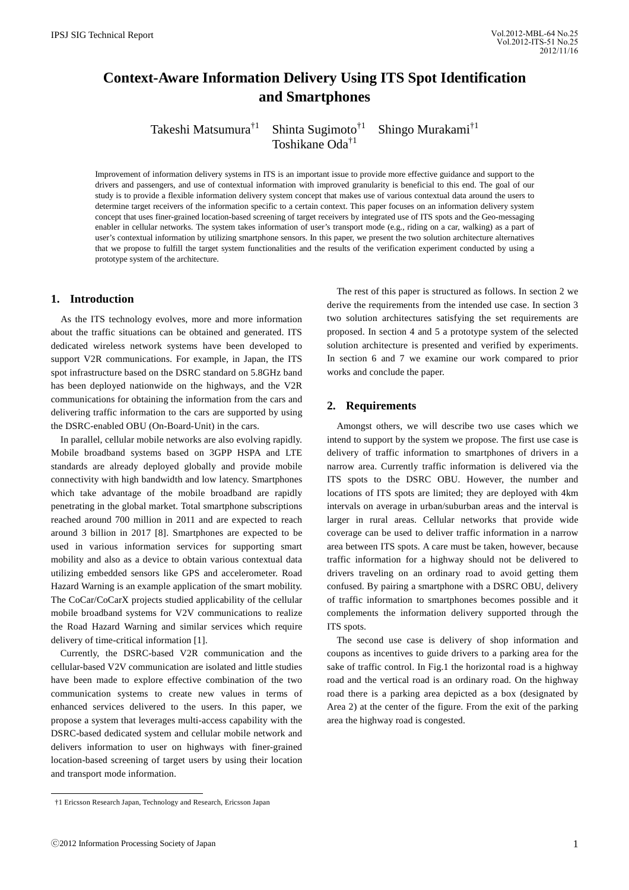# Context-Aware Information Delivery Using ITS Spot Identification and Smartphones

Takeshi Matsumura[†1] Shinta Sugimoto[†1] Shingo Murakami[†1] Toshikane Oda[†1]

Improvement of information delivery systems in ITS is an important issue to provide more effective guidance and support to the drivers and passengers, and use of contextual information with improved granularity is beneficial to this end. The goal of our study is to provide a flexible information delivery system concept that makes use of various contextual data around the users to determine target receivers of the information specific to a certain context. This paper focuses on an information delivery system concept that uses finer-grained location-based screening of target receivers by integrated use of ITS spots and the Geo-messaging enabler in cellular networks. The system takes information of user's transport mode (e.g., riding on a car, walking) as a part of user's contextual information by utilizing smartphone sensors. In this paper, we present the two solution architecture alternatives that we propose to fulfill the target system functionalities and the results of the verification experiment conducted by using a prototype system of the architecture.

## 1. Introduction

As the ITS technology evolves, more and more information about the traffic situations can be obtained and generated. ITS dedicated wireless network systems have been developed to support V2R communications. For example, in Japan, the ITS spot infrastructure based on the DSRC standard on 5.8GHz band has been deployed nationwide on the highways, and the V2R communications for obtaining the information from the cars and delivering traffic information to the cars are supported by using the DSRC-enabled OBU (On-Board-Unit) in the cars.

In parallel, cellular mobile networks are also evolving rapidly. Mobile broadband systems based on 3GPP HSPA and LTE standards are already deployed globally and provide mobile connectivity with high bandwidth and low latency. Smartphones which take advantage of the mobile broadband are rapidly penetrating in the global market. Total smartphone subscriptions reached around 700 million in 2011 and are expected to reach around 3 billion in 2017 [8]. Smartphones are expected to be used in various information services for supporting smart mobility and also as a device to obtain various contextual data utilizing embedded sensors like GPS and accelerometer. Road Hazard Warning is an example application of the smart mobility. The CoCar/CoCarX projects studied applicability of the cellular mobile broadband systems for V2V communications to realize the Road Hazard Warning and similar services which require delivery of time-critical information [1].

Currently, the DSRC-based V2R communication and the cellular-based V2V communication are isolated and little studies have been made to explore effective combination of the two communication systems to create new values in terms of enhanced services delivered to the users. In this paper, we propose a system that leverages multi-access capability with the DSRC-based dedicated system and cellular mobile network and delivers information to user on highways with finer-grained location-based screening of target users by using their location and transport mode information.

The rest of this paper is structured as follows. In section 2 we derive the requirements from the intended use case. In section 3 two solution architectures satisfying the set requirements are proposed. In section 4 and 5 a prototype system of the selected solution architecture is presented and verified by experiments. In section 6 and 7 we examine our work compared to prior works and conclude the paper.

## 2. Requirements

Amongst others, we will describe two use cases which we intend to support by the system we propose. The first use case is delivery of traffic information to smartphones of drivers in a narrow area. Currently traffic information is delivered via the ITS spots to the DSRC OBU. However, the number and locations of ITS spots are limited; they are deployed with 4km intervals on average in urban/suburban areas and the interval is larger in rural areas. Cellular networks that provide wide coverage can be used to deliver traffic information in a narrow area between ITS spots. A care must be taken, however, because traffic information for a highway should not be delivered to drivers traveling on an ordinary road to avoid getting them confused. By pairing a smartphone with a DSRC OBU, delivery of traffic information to smartphones becomes possible and it complements the information delivery supported through the ITS spots.

The second use case is delivery of shop information and coupons as incentives to guide drivers to a parking area for the sake of traffic control. In Fig.1 the horizontal road is a highway road and the vertical road is an ordinary road. On the highway road there is a parking area depicted as a box (designated by Area 2) at the center of the figure. From the exit of the parking area the highway road is congested.

†1 Ericsson Research Japan, Technology and Research, Ericsson Japan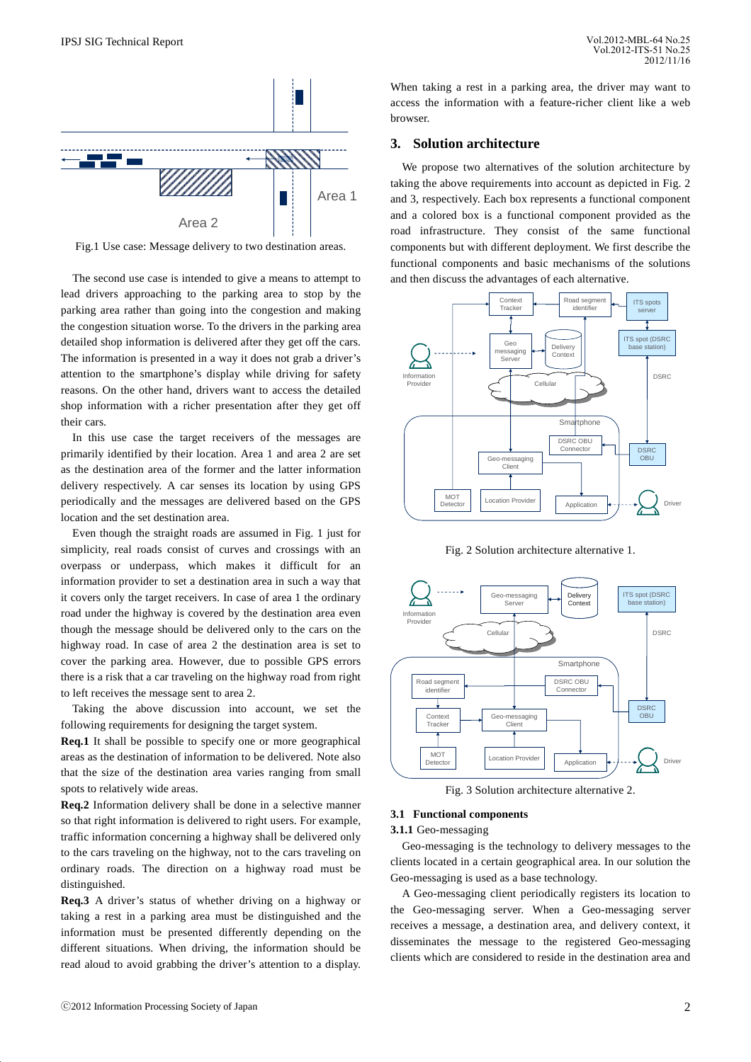Fig.1 Use case: Message delivery to two destination areas.

The second use case is intended to give a means to attempt to lead drivers approaching to the parking area to stop by the parking area rather than going into the congestion and making the congestion situation worse. To the drivers in the parking area detailed shop information is delivered after they get off the cars. The information is presented in a way it does not grab a driver's attention to the smartphone's display while driving for safety reasons. On the other hand, drivers want to access the detailed shop information with a richer presentation after they get off their cars.

In this use case the target receivers of the messages are primarily identified by their location. Area 1 and area 2 are set as the destination area of the former and the latter information delivery respectively. A car senses its location by using GPS periodically and the messages are delivered based on the GPS location and the set destination area.

Even though the straight roads are assumed in Fig. 1 just for simplicity, real roads consist of curves and crossings with an overpass or underpass, which makes it difficult for an information provider to set a destination area in such a way that it covers only the target receivers. In case of area 1 the ordinary road under the highway is covered by the destination area even though the message should be delivered only to the cars on the highway road. In case of area 2 the destination area is set to cover the parking area. However, due to possible GPS errors there is a risk that a car traveling on the highway road from right to left receives the message sent to area 2.

Taking the above discussion into account, we set the following requirements for designing the target system.

**Req.1** It shall be possible to specify one or more geographical areas as the destination of information to be delivered. Note also that the size of the destination area varies ranging from small spots to relatively wide areas.

**Req.2** Information delivery shall be done in a selective manner so that right information is delivered to right users. For example, traffic information concerning a highway shall be delivered only to the cars traveling on the highway, not to the cars traveling on ordinary roads. The direction on a highway road must be distinguished.

**Req.3** A driver's status of whether driving on a highway or taking a rest in a parking area must be distinguished and the information must be presented differently depending on the different situations. When driving, the information should be read aloud to avoid grabbing the driver's attention to a display. When taking a rest in a parking area, the driver may want to access the information with a feature-richer client like a web browser.

## 3. Solution architecture

We propose two alternatives of the solution architecture by taking the above requirements into account as depicted in Fig. 2 and 3, respectively. Each box represents a functional component and a colored box is a functional component provided as the road infrastructure. They consist of the same functional components but with different deployment. We first describe the functional components and basic mechanisms of the solutions and then discuss the advantages of each alternative.

Fig. 2 Solution architecture alternative 1.

Fig. 3 Solution architecture alternative 2.

### 3.1 Functional components

#### 3.1.1 Geo-messaging

Geo-messaging is the technology to delivery messages to the clients located in a certain geographical area. In our solution the Geo-messaging is used as a base technology.

A Geo-messaging client periodically registers its location to the Geo-messaging server. When a Geo-messaging server receives a message, a destination area, and delivery context, it disseminates the message to the registered Geo-messaging clients which are considered to reside in the destination area and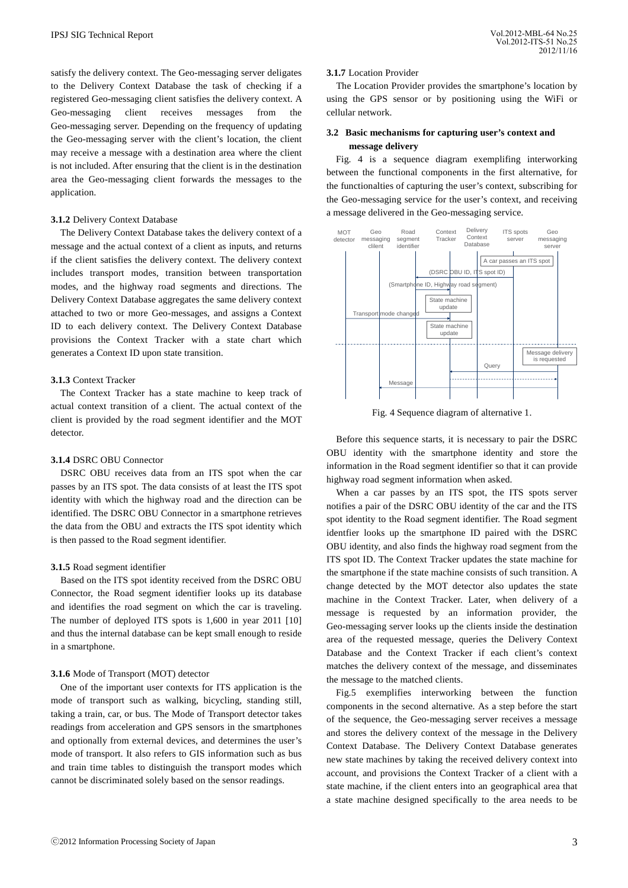satisfy the delivery context. The Geo-messaging server deligates to the Delivery Context Database the task of checking if a registered Geo-messaging client satisfies the delivery context. A Geo-messaging client receives messages from the Geo-messaging server. Depending on the frequency of updating the Geo-messaging server with the client's location, the client may receive a message with a destination area where the client is not included. After ensuring that the client is in the destination area the Geo-messaging client forwards the messages to the application.

**3.1.2** Delivery Context Database

The Delivery Context Database takes the delivery context of a message and the actual context of a client as inputs, and returns if the client satisfies the delivery context. The delivery context includes transport modes, transition between transportation modes, and the highway road segments and directions. The Delivery Context Database aggregates the same delivery context attached to two or more Geo-messages, and assigns a Context ID to each delivery context. The Delivery Context Database provisions the Context Tracker with a state chart which generates a Context ID upon state transition.

**3.1.3** Context Tracker

The Context Tracker has a state machine to keep track of actual context transition of a client. The actual context of the client is provided by the road segment identifier and the MOT detector.

**3.1.4** DSRC OBU Connector

DSRC OBU receives data from an ITS spot when the car passes by an ITS spot. The data consists of at least the ITS spot identity with which the highway road and the direction can be identified. The DSRC OBU Connector in a smartphone retrieves the data from the OBU and extracts the ITS spot identity which is then passed to the Road segment identifier.

**3.1.5** Road segment identifier

Based on the ITS spot identity received from the DSRC OBU Connector, the Road segment identifier looks up its database and identifies the road segment on which the car is traveling. The number of deployed ITS spots is 1,600 in year 2011 [10] and thus the internal database can be kept small enough to reside in a smartphone.

**3.1.6** Mode of Transport (MOT) detector

One of the important user contexts for ITS application is the mode of transport such as walking, bicycling, standing still, taking a train, car, or bus. The Mode of Transport detector takes readings from acceleration and GPS sensors in the smartphones and optionally from external devices, and determines the user's mode of transport. It also refers to GIS information such as bus and train time tables to distinguish the transport modes which cannot be discriminated solely based on the sensor readings.

**3.1.7** Location Provider

The Location Provider provides the smartphone's location by using the GPS sensor or by positioning using the WiFi or cellular network.

### 3.2 Basic mechanisms for capturing user's context and message delivery

Fig. 4 is a sequence diagram exemplifing interworking between the functional components in the first alternative, for the functionalties of capturing the user's context, subscribing for the Geo-messaging service for the user's context, and receiving a message delivered in the Geo-messaging service.

Fig. 4 Sequence diagram of alternative 1.

Before this sequence starts, it is necessary to pair the DSRC OBU identity with the smartphone identity and store the information in the Road segment identifier so that it can provide highway road segment information when asked.

When a car passes by an ITS spot, the ITS spots server notifies a pair of the DSRC OBU identity of the car and the ITS spot identity to the Road segment identifier. The Road segment identfier looks up the smartphone ID paired with the DSRC OBU identity, and also finds the highway road segment from the ITS spot ID. The Context Tracker updates the state machine for the smartphone if the state machine consists of such transition. A change detected by the MOT detector also updates the state machine in the Context Tracker. Later, when delivery of a message is requested by an information provider, the Geo-messaging server looks up the clients inside the destination area of the requested message, queries the Delivery Context Database and the Context Tracker if each client's context matches the delivery context of the message, and disseminates the message to the matched clients.

Fig.5 exemplifies interworking between the function components in the second alternative. As a step before the start of the sequence, the Geo-messaging server receives a message and stores the delivery context of the message in the Delivery Context Database. The Delivery Context Database generates new state machines by taking the received delivery context into account, and provisions the Context Tracker of a client with a state machine, if the client enters into an geographical area that a state machine designed specifically to the area needs to be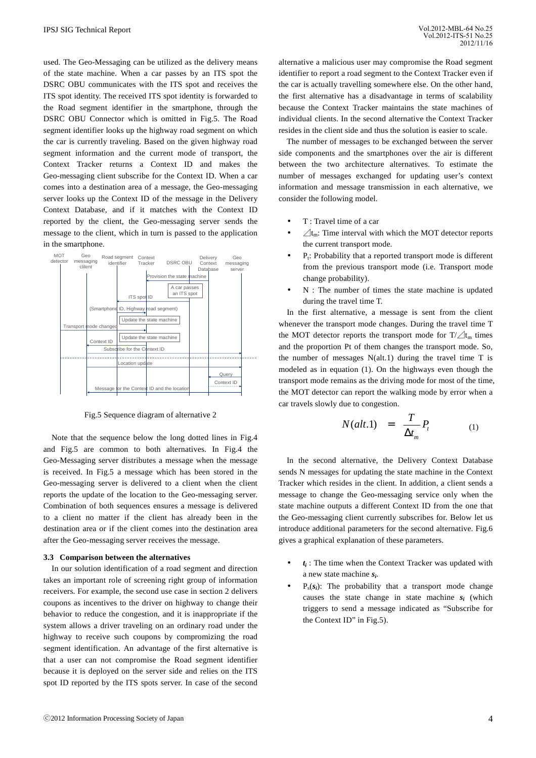used. The Geo-Messaging can be utilized as the delivery means of the state machine. When a car passes by an ITS spot the DSRC OBU communicates with the ITS spot and receives the ITS spot identity. The received ITS spot identity is forwarded to the Road segment identifier in the smartphone, through the DSRC OBU Connector which is omitted in Fig.5. The Road segment identifier looks up the highway road segment on which the car is currently traveling. Based on the given highway road segment information and the current mode of transport, the Context Tracker returns a Context ID and makes the Geo-messaging client subscribe for the Context ID. When a car comes into a destination area of a message, the Geo-messaging server looks up the Context ID of the message in the Delivery Context Database, and if it matches with the Context ID reported by the client, the Geo-messaging server sends the message to the client, which in turn is passed to the application in the smartphone.

Fig.5 Sequence diagram of alternative 2

Note that the sequence below the long dotted lines in Fig.4 and Fig.5 are common to both alternatives. In Fig.4 the Geo-Messaging server distributes a message when the message is received. In Fig.5 a message which has been stored in the Geo-messaging server is delivered to a client when the client reports the update of the location to the Geo-messaging server. Combination of both sequences ensures a message is delivered to a client no matter if the client has already been in the destination area or if the client comes into the destination area after the Geo-messaging server receives the message.

### 3.3 Comparison between the alternatives

In our solution identification of a road segment and direction takes an important role of screening right group of information receivers. For example, the second use case in section 2 delivers coupons as incentives to the driver on highway to change their behavior to reduce the congestion, and it is inappropriate if the system allows a driver traveling on an ordinary road under the highway to receive such coupons by compromising the road segment identification. An advantage of the first alternative is that a user can not compromise the Road segment identifier because it is deployed on the server side and relies on the ITS spot ID reported by the ITS spots server. In case of the second alternative a malicious user may compromise the Road segment identifier to report a road segment to the Context Tracker even if the car is actually travelling somewhere else. On the other hand, the first alternative has a disadvantage in terms of scalability because the Context Tracker maintains the state machines of individual clients. In the second alternative the Context Tracker resides in the client side and thus the solution is easier to scale.

The number of messages to be exchanged between the server side components and the smartphones over the air is different between the two architecture alternatives. To estimate the number of messages exchanged for updating user's context information and message transmission in each alternative, we consider the following model.

- T : Travel time of a car
- $\Delta t_m$: Time interval with which the MOT detector reports the current transport mode.
- $P_t$: Probability that a reported transport mode is different from the previous transport mode (i.e. Transport mode change probability).
- N : The number of times the state machine is updated during the travel time T.

In the first alternative, a message is sent from the client whenever the transport mode changes. During the travel time T the MOT detector reports the transport mode for $T/\Delta t_m$ times and the proportion Pt of them changes the transport mode. So, the number of messages N(alt.1) during the travel time T is modeled as in equation (1). On the highways even though the transport mode remains as the driving mode for most of the time, the MOT detector can report the walking mode by error when a car travels slowly due to congestion.

$$N(alt.1) = \frac{T}{\Delta t_m} P_t \qquad (1)$$

In the second alternative, the Delivery Context Database sends N messages for updating the state machine in the Context Tracker which resides in the client. In addition, a client sends a message to change the Geo-messaging service only when the state machine outputs a different Context ID from the one that the Geo-messaging client currently subscribes for. Below let us introduce additional parameters for the second alternative. Fig.6 gives a graphical explanation of these parameters.

- $t_i$ : The time when the Context Tracker was updated with a new state machine $s_i$.
- $P_s(s_i)$: The probability that a transport mode change causes the state change in state machine $s_i$ (which triggers to send a message indicated as "Subscribe for the Context ID" in Fig.5).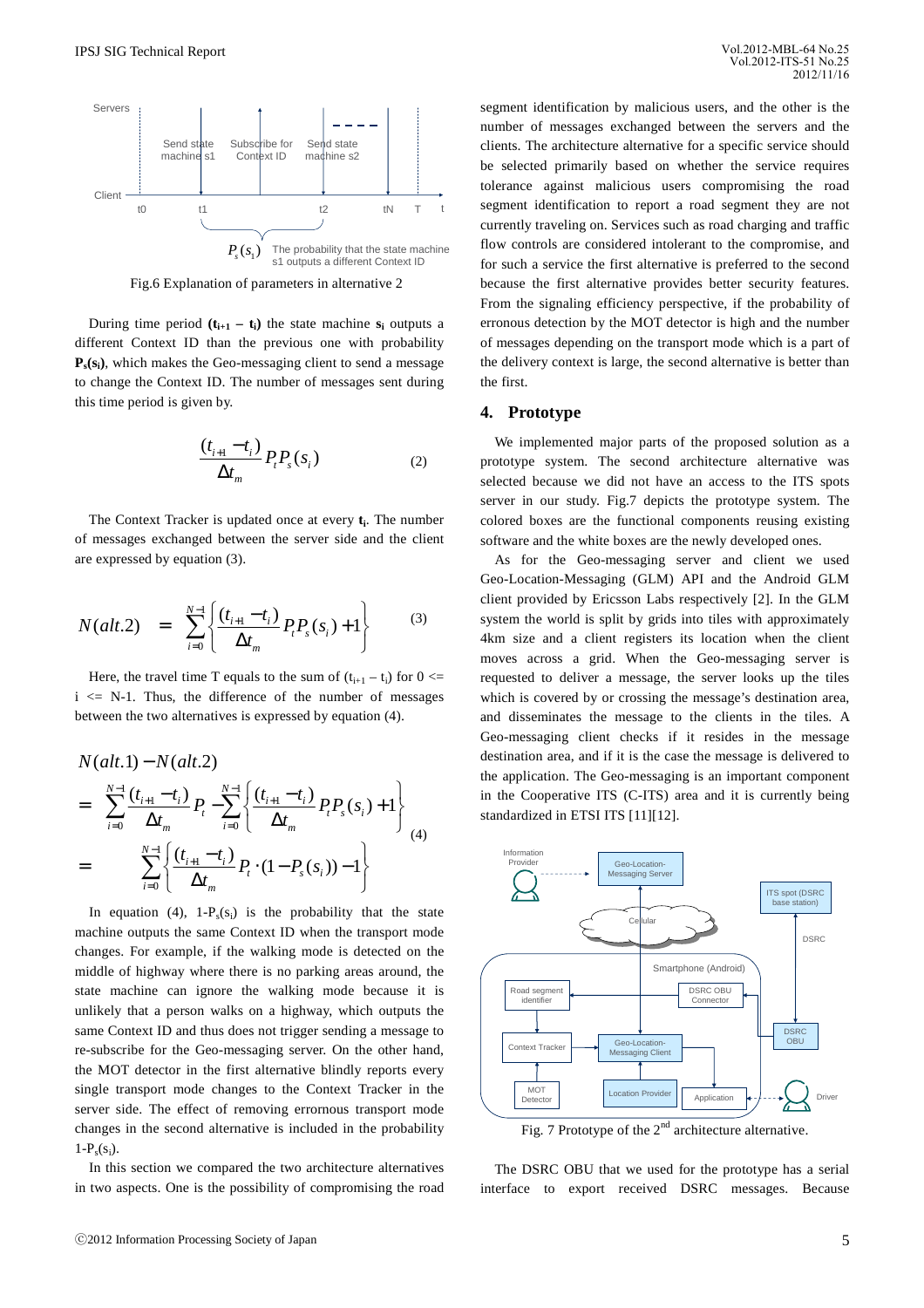Fig.6 Explanation of parameters in alternative 2

During time period $(\mathbf{t_{i+1} - t_i})$ the state machine $\mathbf{s_i}$ outputs a different Context ID than the previous one with probability $\mathbf{P_s(s_i)}$, which makes the Geo-messaging client to send a message to change the Context ID. The number of messages sent during this time period is given by.

$$\frac{(t_{i+1} - t_i)}{\Delta t_m} P_t P_s(s_i) \tag{2}$$

The Context Tracker is updated once at every $\mathbf{t_i}$. The number of messages exchanged between the server side and the client are expressed by equation (3).

$$N(alt.2) = \sum_{i=0}^{N-1} \left\{ \frac{(t_{i+1} - t_i)}{\Delta t_m} P_t P_s(s_i) + 1 \right\} \tag{3}$$

Here, the travel time T equals to the sum of $(t_{i+1} - t_i)$ for $0 <= i <= N-1$. Thus, the difference of the number of messages between the two alternatives is expressed by equation (4).

$$\begin{aligned} &N(alt.1) - N(alt.2) \\ &= \sum_{i=0}^{N-1} \frac{(t_{i+1} - t_i)}{\Delta t_m} P_t - \sum_{i=0}^{N-1} \left\{ \frac{(t_{i+1} - t_i)}{\Delta t_m} P_t P_s(s_i) + 1 \right\} \\ &= \sum_{i=0}^{N-1} \left\{ \frac{(t_{i+1} - t_i)}{\Delta t_m} P_t \cdot (1 - P_s(s_i)) - 1 \right\} \end{aligned} \tag{4}$$

In equation (4), $1\text{-}P_s(s_i)$ is the probability that the state machine outputs the same Context ID when the transport mode changes. For example, if the walking mode is detected on the middle of highway where there is no parking areas around, the state machine can ignore the walking mode because it is unlikely that a person walks on a highway, which outputs the same Context ID and thus does not trigger sending a message to re-subscribe for the Geo-messaging server. On the other hand, the MOT detector in the first alternative blindly reports every single transport mode changes to the Context Tracker in the server side. The effect of removing errornous transport mode changes in the second alternative is included in the probability $1\text{-}P_s(s_i)$.

In this section we compared the two architecture alternatives in two aspects. One is the possibility of compromising the road segment identification by malicious users, and the other is the number of messages exchanged between the servers and the clients. The architecture alternative for a specific service should be selected primarily based on whether the service requires tolerance against malicious users compromising the road segment identification to report a road segment they are not currently traveling on. Services such as road charging and traffic flow controls are considered intolerant to the compromise, and for such a service the first alternative is preferred to the second because the first alternative provides better security features. From the signaling efficiency perspective, if the probability of erronous detection by the MOT detector is high and the number of messages depending on the transport mode which is a part of the delivery context is large, the second alternative is better than the first.

## 4. Prototype

We implemented major parts of the proposed solution as a prototype system. The second architecture alternative was selected because we did not have an access to the ITS spots server in our study. Fig.7 depicts the prototype system. The colored boxes are the functional components reusing existing software and the white boxes are the newly developed ones.

As for the Geo-messaging server and client we used Geo-Location-Messaging (GLM) API and the Android GLM client provided by Ericsson Labs respectively [2]. In the GLM system the world is split by grids into tiles with approximately 4km size and a client registers its location when the client moves across a grid. When the Geo-messaging server is requested to deliver a message, the server looks up the tiles which is covered by or crossing the message's destination area, and disseminates the message to the clients in the tiles. A Geo-messaging client checks if it resides in the message destination area, and if it is the case the message is delivered to the application. The Geo-messaging is an important component in the Cooperative ITS (C-ITS) area and it is currently being standardized in ETSI ITS [11][12].

Fig. 7 Prototype of the 2nd architecture alternative.

The DSRC OBU that we used for the prototype has a serial interface to export received DSRC messages. Because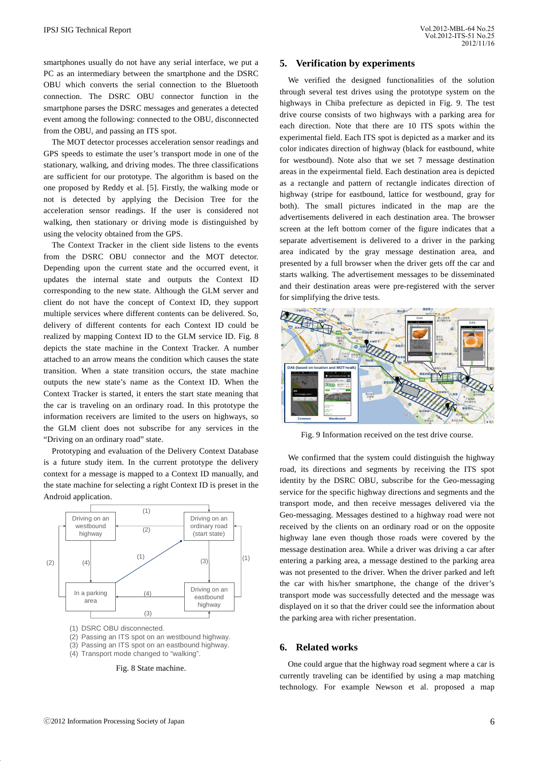smartphones usually do not have any serial interface, we put a PC as an intermediary between the smartphone and the DSRC OBU which converts the serial connection to the Bluetooth connection. The DSRC OBU connector function in the smartphone parses the DSRC messages and generates a detected event among the following: connected to the OBU, disconnected from the OBU, and passing an ITS spot.

The MOT detector processes acceleration sensor readings and GPS speeds to estimate the user's transport mode in one of the stationary, walking, and driving modes. The three classifications are sufficient for our prototype. The algorithm is based on the one proposed by Reddy et al. [5]. Firstly, the walking mode or not is detected by applying the Decision Tree for the acceleration sensor readings. If the user is considered not walking, then stationary or driving mode is distinguished by using the velocity obtained from the GPS.

The Context Tracker in the client side listens to the events from the DSRC OBU connector and the MOT detector. Depending upon the current state and the occurred event, it updates the internal state and outputs the Context ID corresponding to the new state. Although the GLM server and client do not have the concept of Context ID, they support multiple services where different contents can be delivered. So, delivery of different contents for each Context ID could be realized by mapping Context ID to the GLM service ID. Fig. 8 depicts the state machine in the Context Tracker. A number attached to an arrow means the condition which causes the state transition. When a state transition occurs, the state machine outputs the new state's name as the Context ID. When the Context Tracker is started, it enters the start state meaning that the car is traveling on an ordinary road. In this prototype the information receivers are limited to the users on highways, so the GLM client does not subscribe for any services in the "Driving on an ordinary road" state.

Prototyping and evaluation of the Delivery Context Database is a future study item. In the current prototype the delivery context for a message is mapped to a Context ID manually, and the state machine for selecting a right Context ID is preset in the Android application.

(1) DSRC OBU disconnected.
(2) Passing an ITS spot on an westbound highway.
(3) Passing an ITS spot on an eastbound highway.
(4) Transport mode changed to "walking".

Fig. 8 State machine.

## 5. Verification by experiments

We verified the designed functionalities of the solution through several test drives using the prototype system on the highways in Chiba prefecture as depicted in Fig. 9. The test drive course consists of two highways with a parking area for each direction. Note that there are 10 ITS spots within the experimental field. Each ITS spot is depicted as a marker and its color indicates direction of highway (black for eastbound, white for westbound). Note also that we set 7 message destination areas in the expeirmental field. Each destination area is depicted as a rectangle and pattern of rectangle indicates direction of highway (stripe for eastbound, lattice for westbound, gray for both). The small pictures indicated in the map are the advertisements delivered in each destination area. The browser screen at the left bottom corner of the figure indicates that a separate advertisement is delivered to a driver in the parking area indicated by the gray message destination area, and presented by a full browser when the driver gets off the car and starts walking. The advertisement messages to be disseminated and their destination areas were pre-registered with the server for simplifying the drive tests.

Fig. 9 Information received on the test drive course.

We confirmed that the system could distinguish the highway road, its directions and segments by receiving the ITS spot identity by the DSRC OBU, subscribe for the Geo-messaging service for the specific highway directions and segments and the transport mode, and then receive messages delivered via the Geo-messaging. Messages destined to a highway road were not received by the clients on an ordinary road or on the opposite highway lane even though those roads were covered by the message destination area. While a driver was driving a car after entering a parking area, a message destined to the parking area was not presented to the driver. When the driver parked and left the car with his/her smartphone, the change of the driver's transport mode was successfully detected and the message was displayed on it so that the driver could see the information about the parking area with richer presentation.

## 6. Related works

One could argue that the highway road segment where a car is currently traveling can be identified by using a map matching technology. For example Newson et al. proposed a map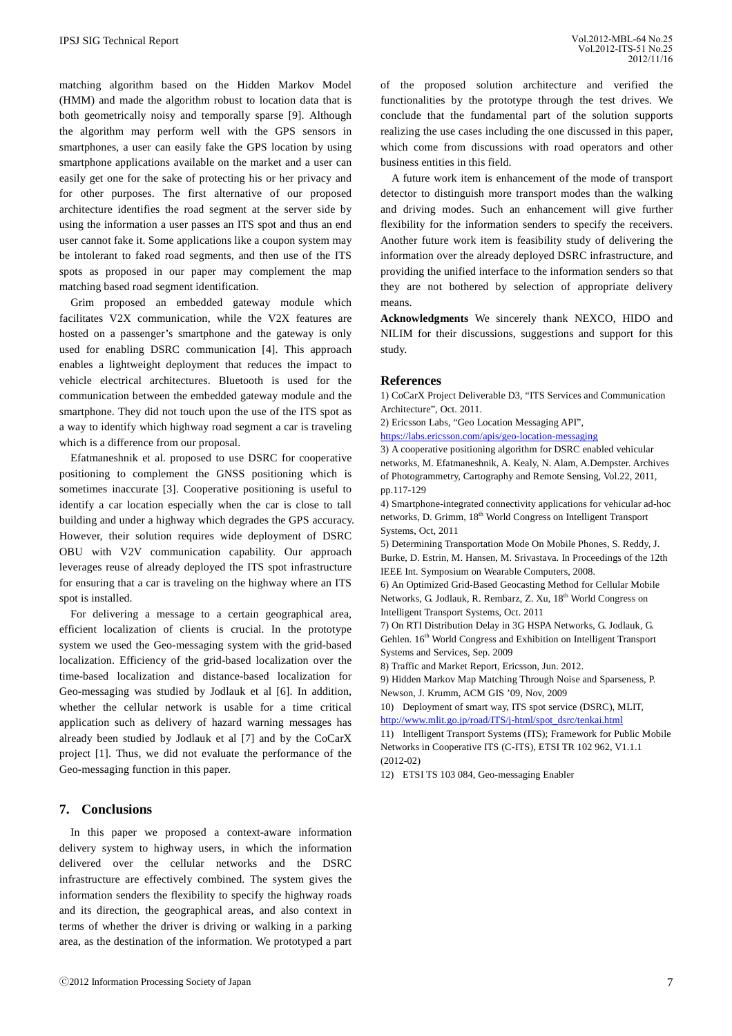matching algorithm based on the Hidden Markov Model (HMM) and made the algorithm robust to location data that is both geometrically noisy and temporally sparse [9]. Although the algorithm may perform well with the GPS sensors in smartphones, a user can easily fake the GPS location by using smartphone applications available on the market and a user can easily get one for the sake of protecting his or her privacy and for other purposes. The first alternative of our proposed architecture identifies the road segment at the server side by using the information a user passes an ITS spot and thus an end user cannot fake it. Some applications like a coupon system may be intolerant to faked road segments, and then use of the ITS spots as proposed in our paper may complement the map matching based road segment identification.

Grim proposed an embedded gateway module which facilitates V2X communication, while the V2X features are hosted on a passenger's smartphone and the gateway is only used for enabling DSRC communication [4]. This approach enables a lightweight deployment that reduces the impact to vehicle electrical architectures. Bluetooth is used for the communication between the embedded gateway module and the smartphone. They did not touch upon the use of the ITS spot as a way to identify which highway road segment a car is traveling which is a difference from our proposal.

Efatmaneshnik et al. proposed to use DSRC for cooperative positioning to complement the GNSS positioning which is sometimes inaccurate [3]. Cooperative positioning is useful to identify a car location especially when the car is close to tall building and under a highway which degrades the GPS accuracy. However, their solution requires wide deployment of DSRC OBU with V2V communication capability. Our approach leverages reuse of already deployed the ITS spot infrastructure for ensuring that a car is traveling on the highway where an ITS spot is installed.

For delivering a message to a certain geographical area, efficient localization of clients is crucial. In the prototype system we used the Geo-messaging system with the grid-based localization. Efficiency of the grid-based localization over the time-based localization and distance-based localization for Geo-messaging was studied by Jodlauk et al [6]. In addition, whether the cellular network is usable for a time critical application such as delivery of hazard warning messages has already been studied by Jodlauk et al [7] and by the CoCarX project [1]. Thus, we did not evaluate the performance of the Geo-messaging function in this paper.

## 7. Conclusions

In this paper we proposed a context-aware information delivery system to highway users, in which the information delivered over the cellular networks and the DSRC infrastructure are effectively combined. The system gives the information senders the flexibility to specify the highway roads and its direction, the geographical areas, and also context in terms of whether the driver is driving or walking in a parking area, as the destination of the information. We prototyped a part of the proposed solution architecture and verified the functionalities by the prototype through the test drives. We conclude that the fundamental part of the solution supports realizing the use cases including the one discussed in this paper, which come from discussions with road operators and other business entities in this field.

A future work item is enhancement of the mode of transport detector to distinguish more transport modes than the walking and driving modes. Such an enhancement will give further flexibility for the information senders to specify the receivers. Another future work item is feasibility study of delivering the information over the already deployed DSRC infrastructure, and providing the unified interface to the information senders so that they are not bothered by selection of appropriate delivery means.

**Acknowledgments** We sincerely thank NEXCO, HIDO and NILIM for their discussions, suggestions and support for this study.

## References

1) CoCarX Project Deliverable D3, "ITS Services and Communication Architecture", Oct. 2011.

2) Ericsson Labs, "Geo Location Messaging API", https://labs.ericsson.com/apis/geo-location-messaging

3) A cooperative positioning algorithm for DSRC enabled vehicular networks, M. Efatmaneshnik, A. Kealy, N. Alam, A.Dempster. Archives of Photogrammetry, Cartography and Remote Sensing, Vol.22, 2011, pp.117-129

4) Smartphone-integrated connectivity applications for vehicular ad-hoc networks, D. Grimm, 18th World Congress on Intelligent Transport Systems, Oct, 2011

5) Determining Transportation Mode On Mobile Phones, S. Reddy, J. Burke, D. Estrin, M. Hansen, M. Srivastava. In Proceedings of the 12th IEEE Int. Symposium on Wearable Computers, 2008.

6) An Optimized Grid-Based Geocasting Method for Cellular Mobile Networks, G. Jodlauk, R. Rembarz, Z. Xu, 18th World Congress on Intelligent Transport Systems, Oct. 2011

7) On RTI Distribution Delay in 3G HSPA Networks, G. Jodlauk, G. Gehlen. 16th World Congress and Exhibition on Intelligent Transport Systems and Services, Sep. 2009

8) Traffic and Market Report, Ericsson, Jun. 2012.

9) Hidden Markov Map Matching Through Noise and Sparseness, P. Newson, J. Krumm, ACM GIS '09, Nov, 2009

10) Deployment of smart way, ITS spot service (DSRC), MLIT, http://www.mlit.go.jp/road/ITS/j-html/spot_dsrc/tenkai.html

11) Intelligent Transport Systems (ITS); Framework for Public Mobile Networks in Cooperative ITS (C-ITS), ETSI TR 102 962, V1.1.1 (2012-02)

12) ETSI TS 103 084, Geo-messaging Enabler